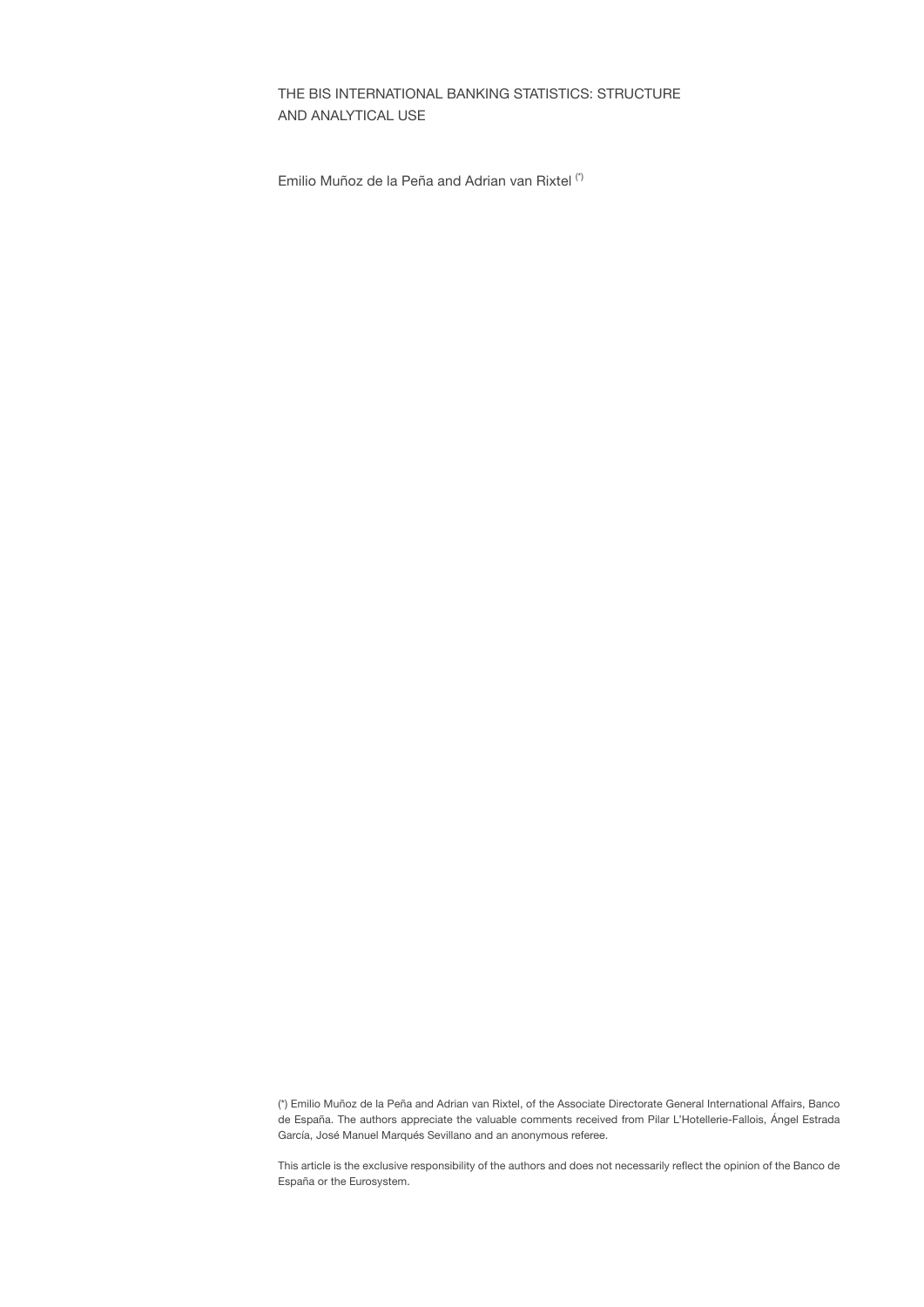# THE BIS INTERNATIONAL BANKING STATISTICS: STRUCTURE AND ANALYTICAL USE

Emilio Muñoz de la Peña and Adrian van Rixtel (*)

(*) Emilio Muñoz de la Peña and Adrian van Rixtel, of the Associate Directorate General International Affairs, Banco de España. The authors appreciate the valuable comments received from Pilar L'Hotellerie-Fallois, Ángel Estrada García, José Manuel Marqués Sevillano and an anonymous referee.

This article is the exclusive responsibility of the authors and does not necessarily reflect the opinion of the Banco de España or the Eurosystem.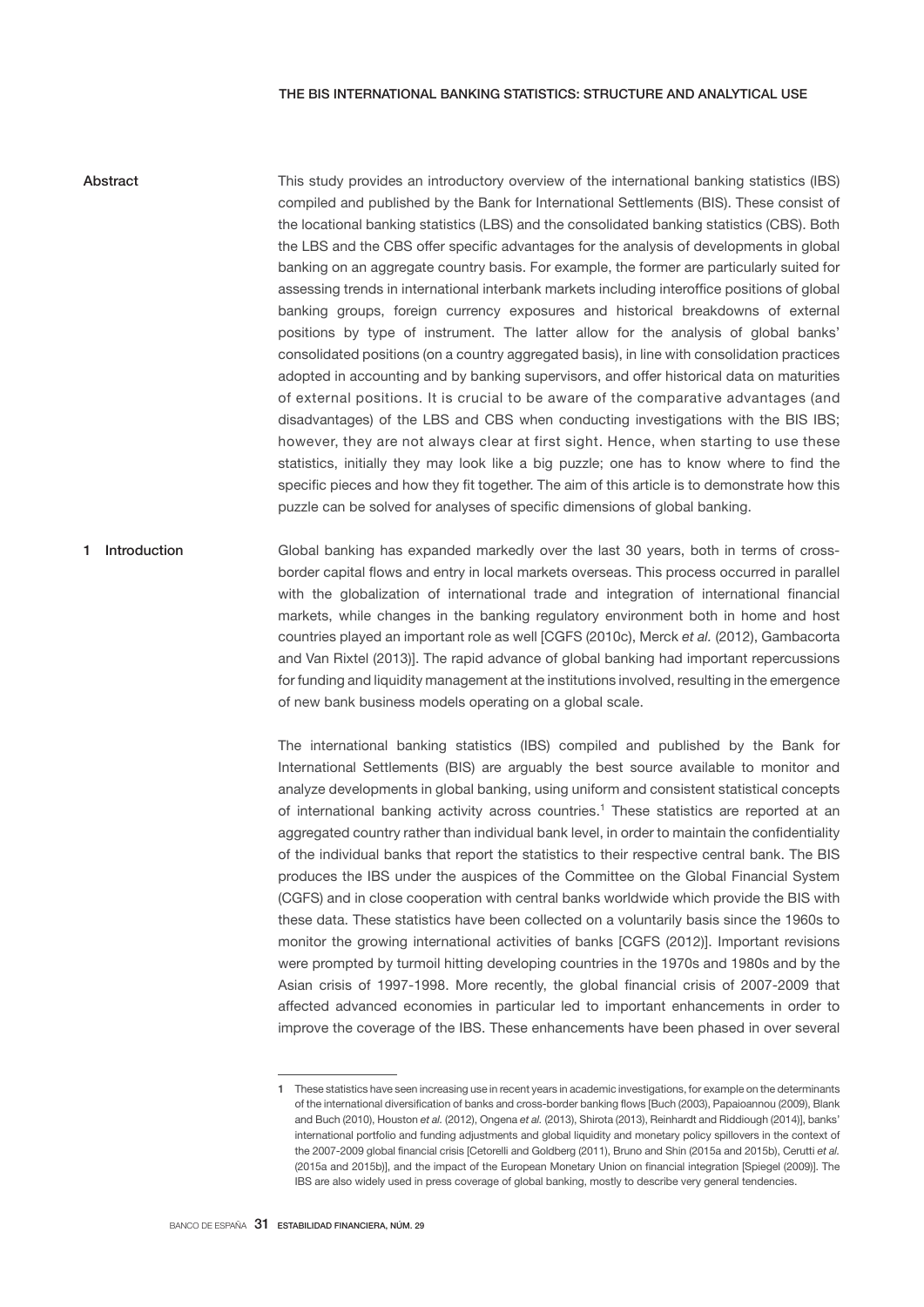## Abstract

This study provides an introductory overview of the international banking statistics (IBS) compiled and published by the Bank for International Settlements (BIS). These consist of the locational banking statistics (LBS) and the consolidated banking statistics (CBS). Both the LBS and the CBS offer specific advantages for the analysis of developments in global banking on an aggregate country basis. For example, the former are particularly suited for assessing trends in international interbank markets including interoffice positions of global banking groups, foreign currency exposures and historical breakdowns of external positions by type of instrument. The latter allow for the analysis of global banks' consolidated positions (on a country aggregated basis), in line with consolidation practices adopted in accounting and by banking supervisors, and offer historical data on maturities of external positions. It is crucial to be aware of the comparative advantages (and disadvantages) of the LBS and CBS when conducting investigations with the BIS IBS; however, they are not always clear at first sight. Hence, when starting to use these statistics, initially they may look like a big puzzle; one has to know where to find the specific pieces and how they fit together. The aim of this article is to demonstrate how this puzzle can be solved for analyses of specific dimensions of global banking.

## 1 Introduction

Global banking has expanded markedly over the last 30 years, both in terms of cross-border capital flows and entry in local markets overseas. This process occurred in parallel with the globalization of international trade and integration of international financial markets, while changes in the banking regulatory environment both in home and host countries played an important role as well [CGFS (2010c), Merck *et al.* (2012), Gambacorta and Van Rixtel (2013)]. The rapid advance of global banking had important repercussions for funding and liquidity management at the institutions involved, resulting in the emergence of new bank business models operating on a global scale.

The international banking statistics (IBS) compiled and published by the Bank for International Settlements (BIS) are arguably the best source available to monitor and analyze developments in global banking, using uniform and consistent statistical concepts of international banking activity across countries.[1] These statistics are reported at an aggregated country rather than individual bank level, in order to maintain the confidentiality of the individual banks that report the statistics to their respective central bank. The BIS produces the IBS under the auspices of the Committee on the Global Financial System (CGFS) and in close cooperation with central banks worldwide which provide the BIS with these data. These statistics have been collected on a voluntarily basis since the 1960s to monitor the growing international activities of banks [CGFS (2012)]. Important revisions were prompted by turmoil hitting developing countries in the 1970s and 1980s and by the Asian crisis of 1997-1998. More recently, the global financial crisis of 2007-2009 that affected advanced economies in particular led to important enhancements in order to improve the coverage of the IBS. These enhancements have been phased in over several

1 These statistics have seen increasing use in recent years in academic investigations, for example on the determinants of the international diversification of banks and cross-border banking flows [Buch (2003), Papaioannou (2009), Blank and Buch (2010), Houston *et al.* (2012), Ongena *et al.* (2013), Shirota (2013), Reinhardt and Riddiough (2014)], banks' international portfolio and funding adjustments and global liquidity and monetary policy spillovers in the context of the 2007-2009 global financial crisis [Cetorelli and Goldberg (2011), Bruno and Shin (2015a and 2015b), Cerutti *et al.* (2015a and 2015b)], and the impact of the European Monetary Union on financial integration [Spiegel (2009)]. The IBS are also widely used in press coverage of global banking, mostly to describe very general tendencies.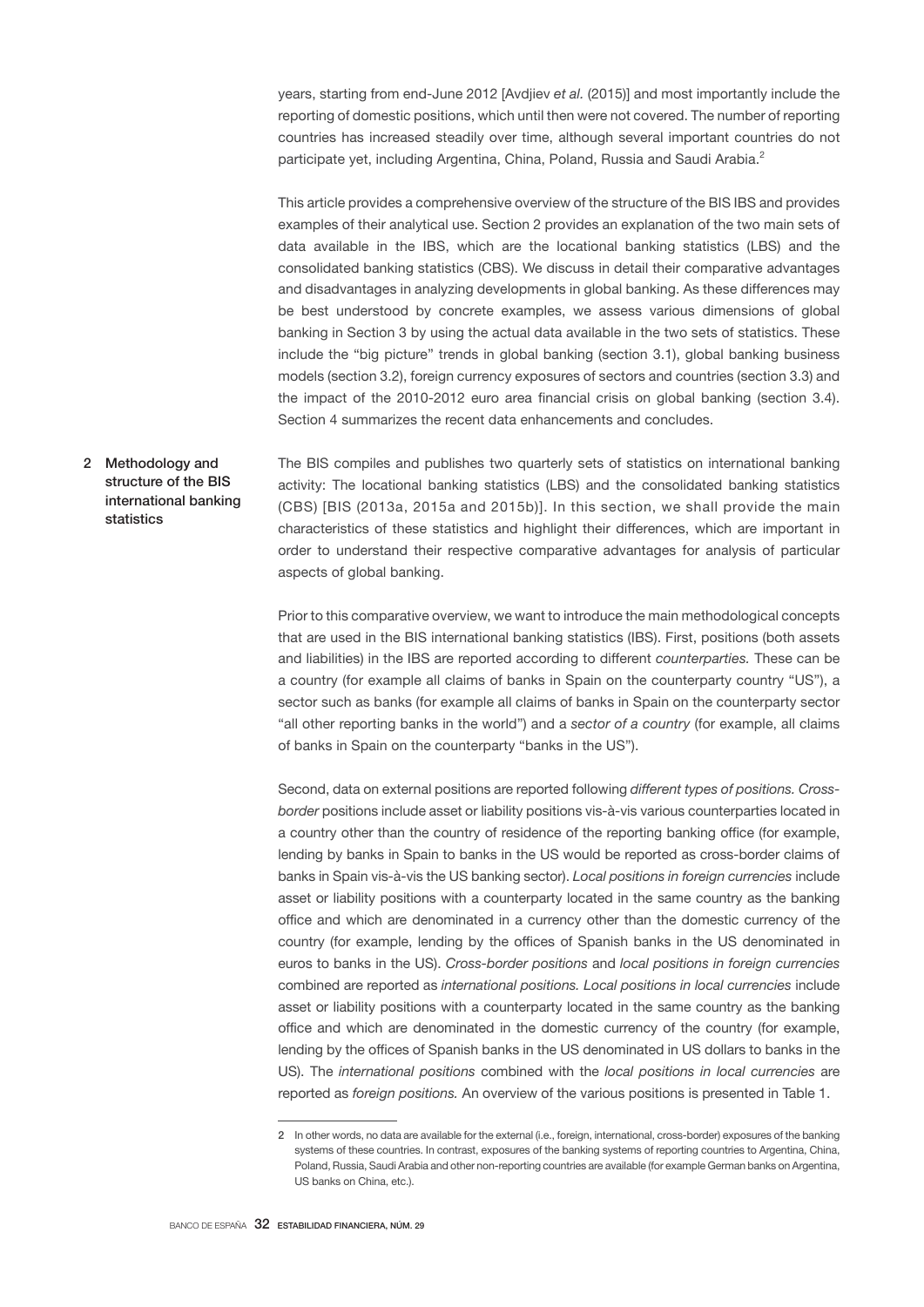years, starting from end-June 2012 [Avdjiev *et al.* (2015)] and most importantly include the reporting of domestic positions, which until then were not covered. The number of reporting countries has increased steadily over time, although several important countries do not participate yet, including Argentina, China, Poland, Russia and Saudi Arabia.[2]

This article provides a comprehensive overview of the structure of the BIS IBS and provides examples of their analytical use. Section 2 provides an explanation of the two main sets of data available in the IBS, which are the locational banking statistics (LBS) and the consolidated banking statistics (CBS). We discuss in detail their comparative advantages and disadvantages in analyzing developments in global banking. As these differences may be best understood by concrete examples, we assess various dimensions of global banking in Section 3 by using the actual data available in the two sets of statistics. These include the "big picture" trends in global banking (section 3.1), global banking business models (section 3.2), foreign currency exposures of sectors and countries (section 3.3) and the impact of the 2010-2012 euro area financial crisis on global banking (section 3.4). Section 4 summarizes the recent data enhancements and concludes.

## 2 Methodology and structure of the BIS international banking statistics

The BIS compiles and publishes two quarterly sets of statistics on international banking activity: The locational banking statistics (LBS) and the consolidated banking statistics (CBS) [BIS (2013a, 2015a and 2015b)]. In this section, we shall provide the main characteristics of these statistics and highlight their differences, which are important in order to understand their respective comparative advantages for analysis of particular aspects of global banking.

Prior to this comparative overview, we want to introduce the main methodological concepts that are used in the BIS international banking statistics (IBS). First, positions (both assets and liabilities) in the IBS are reported according to different *counterparties.* These can be a country (for example all claims of banks in Spain on the counterparty country "US"), a sector such as banks (for example all claims of banks in Spain on the counterparty sector "all other reporting banks in the world") and a *sector of a country* (for example, all claims of banks in Spain on the counterparty "banks in the US").

Second, data on external positions are reported following *different types of positions. Cross-border* positions include asset or liability positions vis-à-vis various counterparties located in a country other than the country of residence of the reporting banking office (for example, lending by banks in Spain to banks in the US would be reported as cross-border claims of banks in Spain vis-à-vis the US banking sector). *Local positions in foreign currencies* include asset or liability positions with a counterparty located in the same country as the banking office and which are denominated in a currency other than the domestic currency of the country (for example, lending by the offices of Spanish banks in the US denominated in euros to banks in the US). *Cross-border positions* and *local positions in foreign currencies* combined are reported as *international positions. Local positions in local currencies* include asset or liability positions with a counterparty located in the same country as the banking office and which are denominated in the domestic currency of the country (for example, lending by the offices of Spanish banks in the US denominated in US dollars to banks in the US). The *international positions* combined with the *local positions in local currencies* are reported as *foreign positions.* An overview of the various positions is presented in Table 1.

---

2 In other words, no data are available for the external (i.e., foreign, international, cross-border) exposures of the banking systems of these countries. In contrast, exposures of the banking systems of reporting countries to Argentina, China, Poland, Russia, Saudi Arabia and other non-reporting countries are available (for example German banks on Argentina, US banks on China, etc.).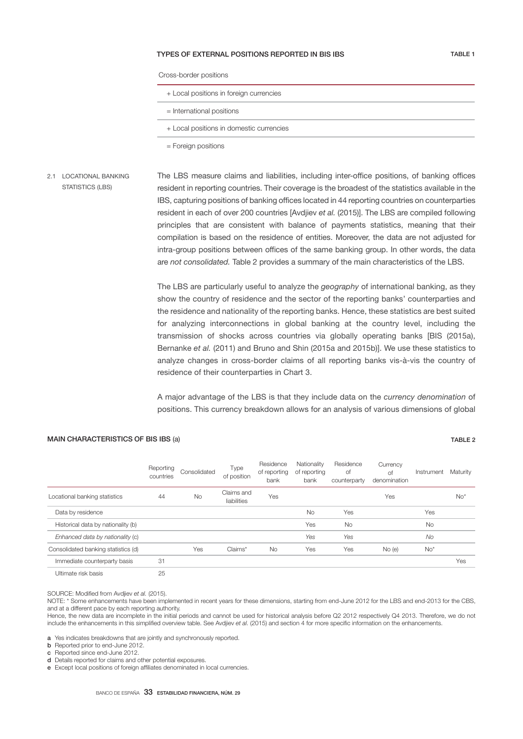**TYPES OF EXTERNAL POSITIONS REPORTED IN BIS IBS** TABLE 1

| Cross-border positions |
|---|
| + Local positions in foreign currencies |
| = International positions |
| + Local positions in domestic currencies |
| = Foreign positions |

## 2.1 LOCATIONAL BANKING STATISTICS (LBS)

The LBS measure claims and liabilities, including inter-office positions, of banking offices resident in reporting countries. Their coverage is the broadest of the statistics available in the IBS, capturing positions of banking offices located in 44 reporting countries on counterparties resident in each of over 200 countries [Avdjiev *et al.* (2015)]. The LBS are compiled following principles that are consistent with balance of payments statistics, meaning that their compilation is based on the residence of entities. Moreover, the data are not adjusted for intra-group positions between offices of the same banking group. In other words, the data are *not consolidated*. Table 2 provides a summary of the main characteristics of the LBS.

The LBS are particularly useful to analyze the *geography* of international banking, as they show the country of residence and the sector of the reporting banks' counterparties and the residence and nationality of the reporting banks. Hence, these statistics are best suited for analyzing interconnections in global banking at the country level, including the transmission of shocks across countries via globally operating banks [BIS (2015a), Bernanke *et al.* (2011) and Bruno and Shin (2015a and 2015b)]. We use these statistics to analyze changes in cross-border claims of all reporting banks vis-à-vis the country of residence of their counterparties in Chart 3.

A major advantage of the LBS is that they include data on the *currency denomination* of positions. This currency breakdown allows for an analysis of various dimensions of global

**MAIN CHARACTERISTICS OF BIS IBS** (a) TABLE 2

| | Reporting countries | Consolidated | Type of position | Residence of reporting bank | Nationality of reporting bank | Residence of counterparty | Currency of denomination | Instrument | Maturity |
|---|---|---|---|---|---|---|---|---|---|
| Locational banking statistics | 44 | No | Claims and liabilities | Yes | | | Yes | | No* |
| Data by residence | | | | | No | Yes | | Yes | |
| Historical data by nationality (b) | | | | | Yes | No | | No | |
| *Enhanced data by nationality* (c) | | | | | *Yes* | *Yes* | | *No* | |
| Consolidated banking statistics (d) | | Yes | Claims* | No | Yes | Yes | No (e) | No* | |
| Immediate counterparty basis | 31 | | | | | | | | Yes |
| Ultimate risk basis | 25 | | | | | | | | |

SOURCE: Modified from Avdjiev *et al.* (2015).

NOTE: * Some enhancements have been implemented in recent years for these dimensions, starting from end-June 2012 for the LBS and end-2013 for the CBS, and at a different pace by each reporting authority.
Hence, the new data are incomplete in the initial periods and cannot be used for historical analysis before Q2 2012 respectively Q4 2013. Therefore, we do not include the enhancements in this simplified overview table. See Avdjiev *et al.* (2015) and section 4 for more specific information on the enhancements.

a Yes indicates breakdowns that are jointly and synchronously reported.
b Reported prior to end-June 2012.
c Reported since end-June 2012.
d Details reported for claims and other potential exposures.
e Except local positions of foreign affiliates denominated in local currencies.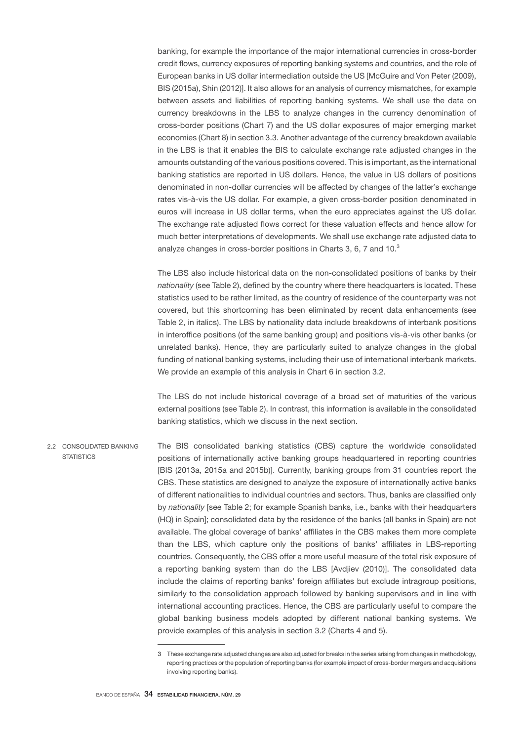banking, for example the importance of the major international currencies in cross-border credit flows, currency exposures of reporting banking systems and countries, and the role of European banks in US dollar intermediation outside the US [McGuire and Von Peter (2009), BIS (2015a), Shin (2012)]. It also allows for an analysis of currency mismatches, for example between assets and liabilities of reporting banking systems. We shall use the data on currency breakdowns in the LBS to analyze changes in the currency denomination of cross-border positions (Chart 7) and the US dollar exposures of major emerging market economies (Chart 8) in section 3.3. Another advantage of the currency breakdown available in the LBS is that it enables the BIS to calculate exchange rate adjusted changes in the amounts outstanding of the various positions covered. This is important, as the international banking statistics are reported in US dollars. Hence, the value in US dollars of positions denominated in non-dollar currencies will be affected by changes of the latter's exchange rates vis-à-vis the US dollar. For example, a given cross-border position denominated in euros will increase in US dollar terms, when the euro appreciates against the US dollar. The exchange rate adjusted flows correct for these valuation effects and hence allow for much better interpretations of developments. We shall use exchange rate adjusted data to analyze changes in cross-border positions in Charts 3, 6, 7 and 10.[3]

The LBS also include historical data on the non-consolidated positions of banks by their *nationality* (see Table 2), defined by the country where there headquarters is located. These statistics used to be rather limited, as the country of residence of the counterparty was not covered, but this shortcoming has been eliminated by recent data enhancements (see Table 2, in italics). The LBS by nationality data include breakdowns of interbank positions in interoffice positions (of the same banking group) and positions vis-à-vis other banks (or unrelated banks). Hence, they are particularly suited to analyze changes in the global funding of national banking systems, including their use of international interbank markets. We provide an example of this analysis in Chart 6 in section 3.2.

The LBS do not include historical coverage of a broad set of maturities of the various external positions (see Table 2). In contrast, this information is available in the consolidated banking statistics, which we discuss in the next section.

## 2.2 CONSOLIDATED BANKING STATISTICS

The BIS consolidated banking statistics (CBS) capture the worldwide consolidated positions of internationally active banking groups headquartered in reporting countries [BIS (2013a, 2015a and 2015b)]. Currently, banking groups from 31 countries report the CBS. These statistics are designed to analyze the exposure of internationally active banks of different nationalities to individual countries and sectors. Thus, banks are classified only by *nationality* [see Table 2; for example Spanish banks, i.e., banks with their headquarters (HQ) in Spain]; consolidated data by the residence of the banks (all banks in Spain) are not available. The global coverage of banks' affiliates in the CBS makes them more complete than the LBS, which capture only the positions of banks' affiliates in LBS-reporting countries. Consequently, the CBS offer a more useful measure of the total risk exposure of a reporting banking system than do the LBS [Avdjiev (2010)]. The consolidated data include the claims of reporting banks' foreign affiliates but exclude intragroup positions, similarly to the consolidation approach followed by banking supervisors and in line with international accounting practices. Hence, the CBS are particularly useful to compare the global banking business models adopted by different national banking systems. We provide examples of this analysis in section 3.2 (Charts 4 and 5).

3 These exchange rate adjusted changes are also adjusted for breaks in the series arising from changes in methodology, reporting practices or the population of reporting banks (for example impact of cross-border mergers and acquisitions involving reporting banks).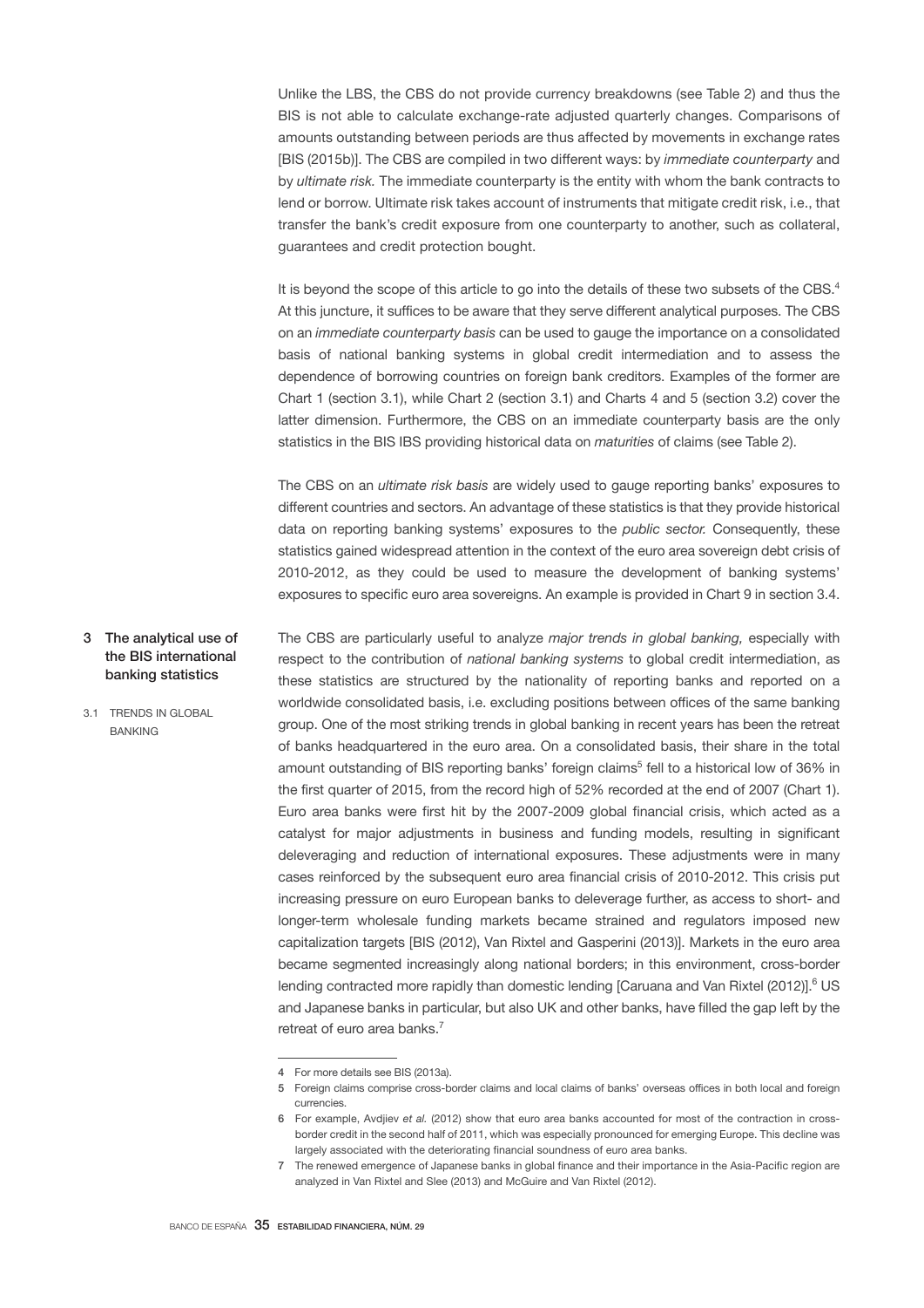Unlike the LBS, the CBS do not provide currency breakdowns (see Table 2) and thus the BIS is not able to calculate exchange-rate adjusted quarterly changes. Comparisons of amounts outstanding between periods are thus affected by movements in exchange rates [BIS (2015b)]. The CBS are compiled in two different ways: by *immediate counterparty* and by *ultimate risk.* The immediate counterparty is the entity with whom the bank contracts to lend or borrow. Ultimate risk takes account of instruments that mitigate credit risk, i.e., that transfer the bank's credit exposure from one counterparty to another, such as collateral, guarantees and credit protection bought.

It is beyond the scope of this article to go into the details of these two subsets of the CBS.[4] At this juncture, it suffices to be aware that they serve different analytical purposes. The CBS on an *immediate counterparty basis* can be used to gauge the importance on a consolidated basis of national banking systems in global credit intermediation and to assess the dependence of borrowing countries on foreign bank creditors. Examples of the former are Chart 1 (section 3.1), while Chart 2 (section 3.1) and Charts 4 and 5 (section 3.2) cover the latter dimension. Furthermore, the CBS on an immediate counterparty basis are the only statistics in the BIS IBS providing historical data on *maturities* of claims (see Table 2).

The CBS on an *ultimate risk basis* are widely used to gauge reporting banks' exposures to different countries and sectors. An advantage of these statistics is that they provide historical data on reporting banking systems' exposures to the *public sector.* Consequently, these statistics gained widespread attention in the context of the euro area sovereign debt crisis of 2010-2012, as they could be used to measure the development of banking systems' exposures to specific euro area sovereigns. An example is provided in Chart 9 in section 3.4.

## 3 The analytical use of the BIS international banking statistics

### 3.1 TRENDS IN GLOBAL BANKING

The CBS are particularly useful to analyze *major trends in global banking,* especially with respect to the contribution of *national banking systems* to global credit intermediation, as these statistics are structured by the nationality of reporting banks and reported on a worldwide consolidated basis, i.e. excluding positions between offices of the same banking group. One of the most striking trends in global banking in recent years has been the retreat of banks headquartered in the euro area. On a consolidated basis, their share in the total amount outstanding of BIS reporting banks' foreign claims[5] fell to a historical low of 36% in the first quarter of 2015, from the record high of 52% recorded at the end of 2007 (Chart 1). Euro area banks were first hit by the 2007-2009 global financial crisis, which acted as a catalyst for major adjustments in business and funding models, resulting in significant deleveraging and reduction of international exposures. These adjustments were in many cases reinforced by the subsequent euro area financial crisis of 2010-2012. This crisis put increasing pressure on euro European banks to deleverage further, as access to short- and longer-term wholesale funding markets became strained and regulators imposed new capitalization targets [BIS (2012), Van Rixtel and Gasperini (2013)]. Markets in the euro area became segmented increasingly along national borders; in this environment, cross-border lending contracted more rapidly than domestic lending [Caruana and Van Rixtel (2012)].[6] US and Japanese banks in particular, but also UK and other banks, have filled the gap left by the retreat of euro area banks.[7]

---

4 For more details see BIS (2013a).

5 Foreign claims comprise cross-border claims and local claims of banks' overseas offices in both local and foreign currencies.

6 For example, Avdjiev *et al.* (2012) show that euro area banks accounted for most of the contraction in cross-border credit in the second half of 2011, which was especially pronounced for emerging Europe. This decline was largely associated with the deteriorating financial soundness of euro area banks.

7 The renewed emergence of Japanese banks in global finance and their importance in the Asia-Pacific region are analyzed in Van Rixtel and Slee (2013) and McGuire and Van Rixtel (2012).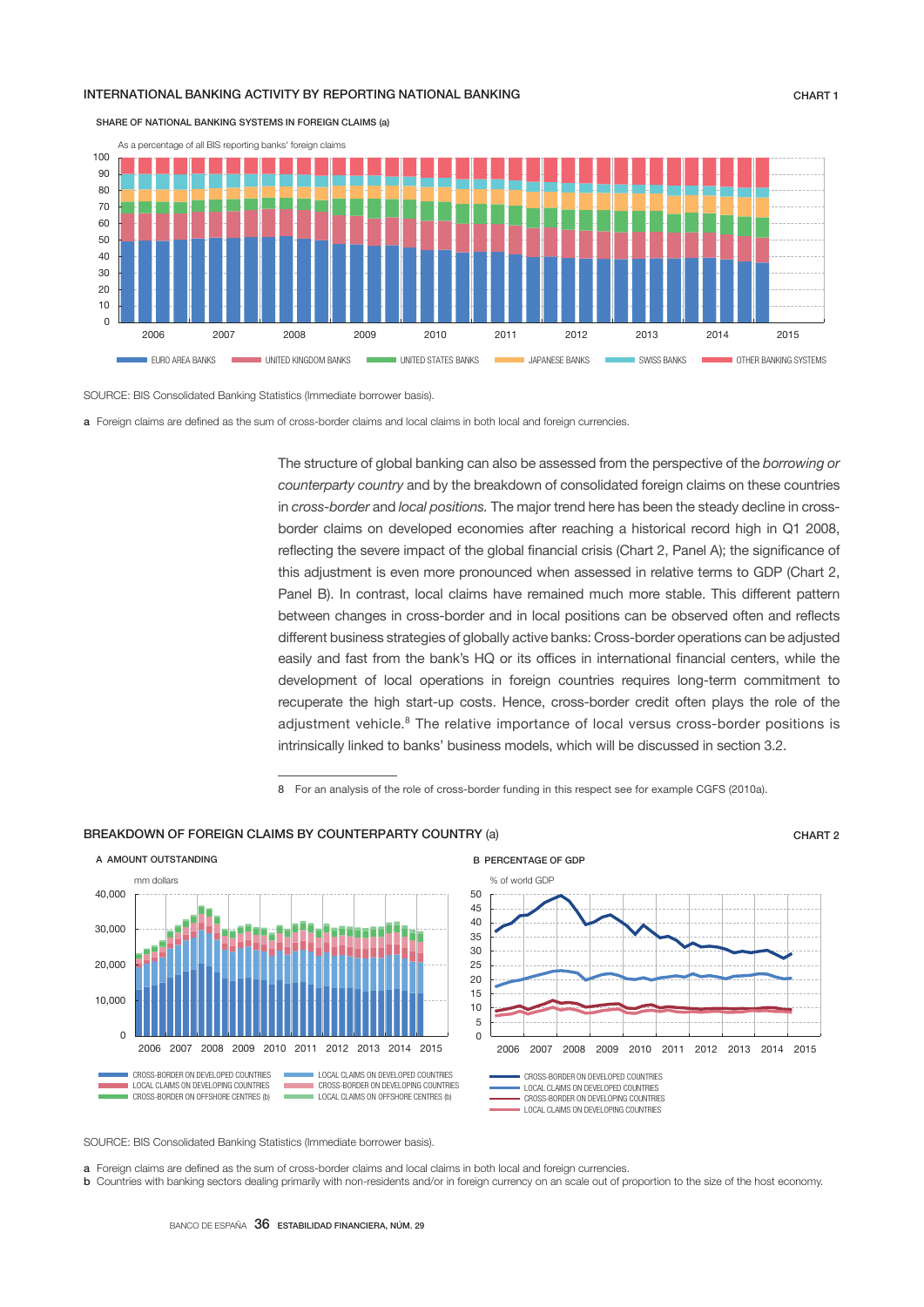INTERNATIONAL BANKING ACTIVITY BY REPORTING NATIONAL BANKING

CHART 1

SHARE OF NATIONAL BANKING SYSTEMS IN FOREIGN CLAIMS (a)

As a percentage of all BIS reporting banks' foreign claims

EURO AREA BANKS · UNITED KINGDOM BANKS · UNITED STATES BANKS · JAPANESE BANKS · SWISS BANKS · OTHER BANKING SYSTEMS

SOURCE: BIS Consolidated Banking Statistics (Immediate borrower basis).

a Foreign claims are defined as the sum of cross-border claims and local claims in both local and foreign currencies.

The structure of global banking can also be assessed from the perspective of the *borrowing or counterparty country* and by the breakdown of consolidated foreign claims on these countries in *cross-border* and *local positions.* The major trend here has been the steady decline in cross-border claims on developed economies after reaching a historical record high in Q1 2008, reflecting the severe impact of the global financial crisis (Chart 2, Panel A); the significance of this adjustment is even more pronounced when assessed in relative terms to GDP (Chart 2, Panel B). In contrast, local claims have remained much more stable. This different pattern between changes in cross-border and in local positions can be observed often and reflects different business strategies of globally active banks: Cross-border operations can be adjusted easily and fast from the bank's HQ or its offices in international financial centers, while the development of local operations in foreign countries requires long-term commitment to recuperate the high start-up costs. Hence, cross-border credit often plays the role of the adjustment vehicle.[8] The relative importance of local versus cross-border positions is intrinsically linked to banks' business models, which will be discussed in section 3.2.

8 For an analysis of the role of cross-border funding in this respect see for example CGFS (2010a).

BREAKDOWN OF FOREIGN CLAIMS BY COUNTERPARTY COUNTRY (a)

CHART 2

A AMOUNT OUTSTANDING

mm dollars

CROSS-BORDER ON DEVELOPED COUNTRIES · LOCAL CLAIMS ON DEVELOPED COUNTRIES · LOCAL CLAIMS ON DEVELOPING COUNTRIES · CROSS-BORDER ON DEVELOPING COUNTRIES · CROSS-BORDER ON OFFSHORE CENTRES (b) · LOCAL CLAIMS ON OFFSHORE CENTRES (b)

B PERCENTAGE OF GDP

% of world GDP

CROSS-BORDER ON DEVELOPED COUNTRIES · LOCAL CLAIMS ON DEVELOPED COUNTRIES · CROSS-BORDER ON DEVELOPING COUNTRIES · LOCAL CLAIMS ON DEVELOPING COUNTRIES

SOURCE: BIS Consolidated Banking Statistics (Immediate borrower basis).

a Foreign claims are defined as the sum of cross-border claims and local claims in both local and foreign currencies.

b Countries with banking sectors dealing primarily with non-residents and/or in foreign currency on an scale out of proportion to the size of the host economy.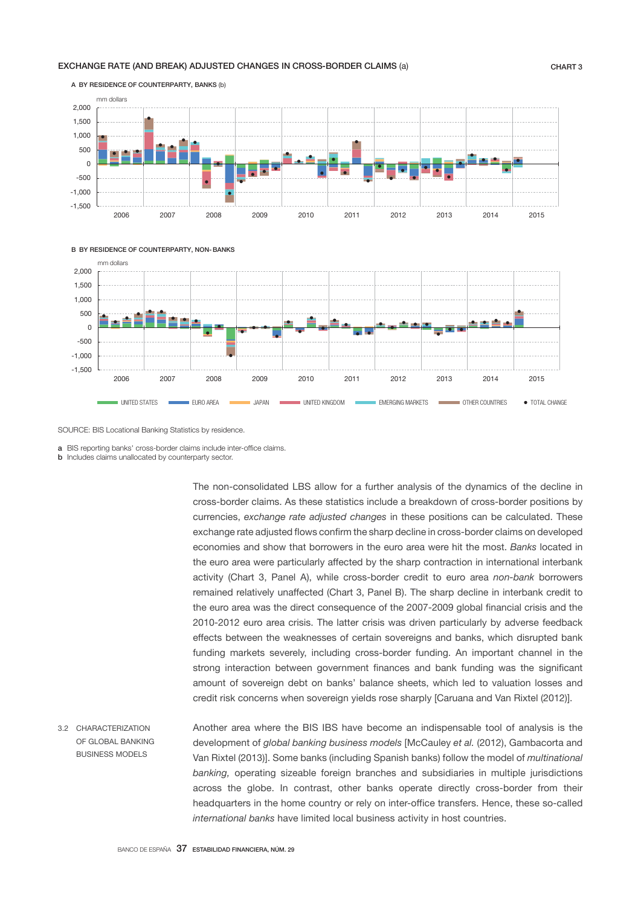EXCHANGE RATE (AND BREAK) ADJUSTED CHANGES IN CROSS-BORDER CLAIMS (a)

CHART 3

A BY RESIDENCE OF COUNTERPARTY, BANKS (b)

B BY RESIDENCE OF COUNTERPARTY, NON- BANKS

SOURCE: BIS Locational Banking Statistics by residence.

a BIS reporting banks' cross-border claims include inter-office claims.
b Includes claims unallocated by counterparty sector.

The non-consolidated LBS allow for a further analysis of the dynamics of the decline in cross-border claims. As these statistics include a breakdown of cross-border positions by currencies, *exchange rate adjusted changes* in these positions can be calculated. These exchange rate adjusted flows confirm the sharp decline in cross-border claims on developed economies and show that borrowers in the euro area were hit the most. *Banks* located in the euro area were particularly affected by the sharp contraction in international interbank activity (Chart 3, Panel A), while cross-border credit to euro area *non-bank* borrowers remained relatively unaffected (Chart 3, Panel B). The sharp decline in interbank credit to the euro area was the direct consequence of the 2007-2009 global financial crisis and the 2010-2012 euro area crisis. The latter crisis was driven particularly by adverse feedback effects between the weaknesses of certain sovereigns and banks, which disrupted bank funding markets severely, including cross-border funding. An important channel in the strong interaction between government finances and bank funding was the significant amount of sovereign debt on banks' balance sheets, which led to valuation losses and credit risk concerns when sovereign yields rose sharply [Caruana and Van Rixtel (2012)].

### 3.2 CHARACTERIZATION OF GLOBAL BANKING BUSINESS MODELS

Another area where the BIS IBS have become an indispensable tool of analysis is the development of *global banking business models* [McCauley *et al.* (2012), Gambacorta and Van Rixtel (2013)]. Some banks (including Spanish banks) follow the model of *multinational banking*, operating sizeable foreign branches and subsidiaries in multiple jurisdictions across the globe. In contrast, other banks operate directly cross-border from their headquarters in the home country or rely on inter-office transfers. Hence, these so-called *international banks* have limited local business activity in host countries.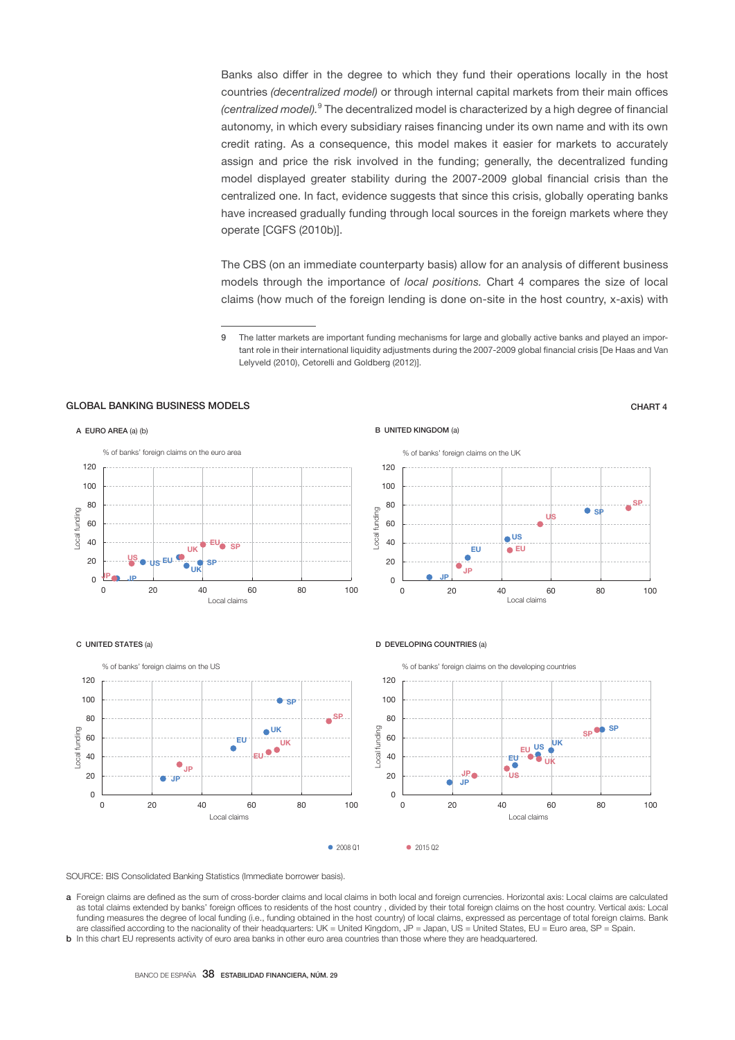Banks also differ in the degree to which they fund their operations locally in the host countries *(decentralized model)* or through internal capital markets from their main offices *(centralized model)*.[9] The decentralized model is characterized by a high degree of financial autonomy, in which every subsidiary raises financing under its own name and with its own credit rating. As a consequence, this model makes it easier for markets to accurately assign and price the risk involved in the funding; generally, the decentralized funding model displayed greater stability during the 2007-2009 global financial crisis than the centralized one. In fact, evidence suggests that since this crisis, globally operating banks have increased gradually funding through local sources in the foreign markets where they operate [CGFS (2010b)].

The CBS (on an immediate counterparty basis) allow for an analysis of different business models through the importance of *local positions.* Chart 4 compares the size of local claims (how much of the foreign lending is done on-site in the host country, x-axis) with

9 The latter markets are important funding mechanisms for large and globally active banks and played an important role in their international liquidity adjustments during the 2007-2009 global financial crisis [De Haas and Van Lelyveld (2010), Cetorelli and Goldberg (2012)].

**GLOBAL BANKING BUSINESS MODELS** — CHART 4

A EURO AREA (a) (b)

B UNITED KINGDOM (a)

C UNITED STATES (a)

D DEVELOPING COUNTRIES (a)

SOURCE: BIS Consolidated Banking Statistics (Immediate borrower basis).

a Foreign claims are defined as the sum of cross-border claims and local claims in both local and foreign currencies. Horizontal axis: Local claims are calculated as total claims extended by banks' foreign offices to residents of the host country , divided by their total foreign claims on the host country. Vertical axis: Local funding measures the degree of local funding (i.e., funding obtained in the host country) of local claims, expressed as percentage of total foreign claims. Bank are classified according to the nacionality of their headquarters: UK = United Kingdom, JP = Japan, US = United States, EU = Euro area, SP = Spain.

b In this chart EU represents activity of euro area banks in other euro area countries than those where they are headquartered.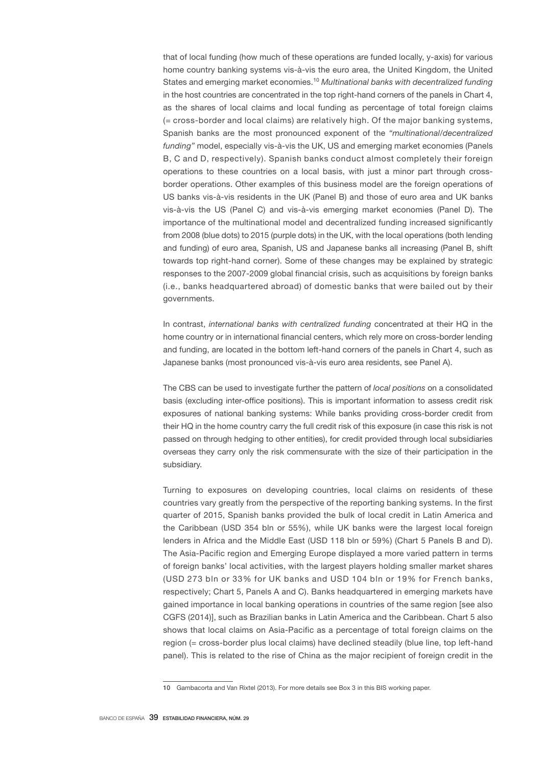that of local funding (how much of these operations are funded locally, y-axis) for various home country banking systems vis-à-vis the euro area, the United Kingdom, the United States and emerging market economies.[10] *Multinational banks with decentralized funding* in the host countries are concentrated in the top right-hand corners of the panels in Chart 4, as the shares of local claims and local funding as percentage of total foreign claims (= cross-border and local claims) are relatively high. Of the major banking systems, Spanish banks are the most pronounced exponent of the *"multinational/decentralized funding"* model, especially vis-à-vis the UK, US and emerging market economies (Panels B, C and D, respectively). Spanish banks conduct almost completely their foreign operations to these countries on a local basis, with just a minor part through cross-border operations. Other examples of this business model are the foreign operations of US banks vis-à-vis residents in the UK (Panel B) and those of euro area and UK banks vis-à-vis the US (Panel C) and vis-à-vis emerging market economies (Panel D). The importance of the multinational model and decentralized funding increased significantly from 2008 (blue dots) to 2015 (purple dots) in the UK, with the local operations (both lending and funding) of euro area, Spanish, US and Japanese banks all increasing (Panel B, shift towards top right-hand corner). Some of these changes may be explained by strategic responses to the 2007-2009 global financial crisis, such as acquisitions by foreign banks (i.e., banks headquartered abroad) of domestic banks that were bailed out by their governments.

In contrast, *international banks with centralized funding* concentrated at their HQ in the home country or in international financial centers, which rely more on cross-border lending and funding, are located in the bottom left-hand corners of the panels in Chart 4, such as Japanese banks (most pronounced vis-à-vis euro area residents, see Panel A).

The CBS can be used to investigate further the pattern of *local positions* on a consolidated basis (excluding inter-office positions). This is important information to assess credit risk exposures of national banking systems: While banks providing cross-border credit from their HQ in the home country carry the full credit risk of this exposure (in case this risk is not passed on through hedging to other entities), for credit provided through local subsidiaries overseas they carry only the risk commensurate with the size of their participation in the subsidiary.

Turning to exposures on developing countries, local claims on residents of these countries vary greatly from the perspective of the reporting banking systems. In the first quarter of 2015, Spanish banks provided the bulk of local credit in Latin America and the Caribbean (USD 354 bln or 55%), while UK banks were the largest local foreign lenders in Africa and the Middle East (USD 118 bln or 59%) (Chart 5 Panels B and D). The Asia-Pacific region and Emerging Europe displayed a more varied pattern in terms of foreign banks' local activities, with the largest players holding smaller market shares (USD 273 bln or 33% for UK banks and USD 104 bln or 19% for French banks, respectively; Chart 5, Panels A and C). Banks headquartered in emerging markets have gained importance in local banking operations in countries of the same region [see also CGFS (2014)], such as Brazilian banks in Latin America and the Caribbean. Chart 5 also shows that local claims on Asia-Pacific as a percentage of total foreign claims on the region (= cross-border plus local claims) have declined steadily (blue line, top left-hand panel). This is related to the rise of China as the major recipient of foreign credit in the

10 Gambacorta and Van Rixtel (2013). For more details see Box 3 in this BIS working paper.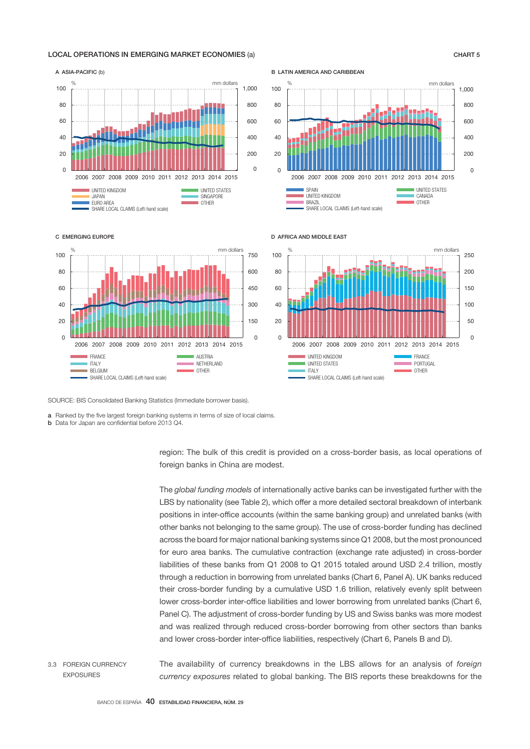LOCAL OPERATIONS IN EMERGING MARKET ECONOMIES (a)

CHART 5

A ASIA-PACIFIC (b)

B LATIN AMERICA AND CARIBBEAN

C EMERGING EUROPE

D AFRICA AND MIDDLE EAST

SOURCE: BIS Consolidated Banking Statistics (Immediate borrower basis).

**a** Ranked by the five largest foreign banking systems in terms of size of local claims.
**b** Data for Japan are confidential before 2013 Q4.

region: The bulk of this credit is provided on a cross-border basis, as local operations of foreign banks in China are modest.

The *global funding models* of internationally active banks can be investigated further with the LBS by nationality (see Table 2), which offer a more detailed sectoral breakdown of interbank positions in inter-office accounts (within the same banking group) and unrelated banks (with other banks not belonging to the same group). The use of cross-border funding has declined across the board for major national banking systems since Q1 2008, but the most pronounced for euro area banks. The cumulative contraction (exchange rate adjusted) in cross-border liabilities of these banks from Q1 2008 to Q1 2015 totaled around USD 2.4 trillion, mostly through a reduction in borrowing from unrelated banks (Chart 6, Panel A). UK banks reduced their cross-border funding by a cumulative USD 1.6 trillion, relatively evenly split between lower cross-border inter-office liabilities and lower borrowing from unrelated banks (Chart 6, Panel C). The adjustment of cross-border funding by US and Swiss banks was more modest and was realized through reduced cross-border borrowing from other sectors than banks and lower cross-border inter-office liabilities, respectively (Chart 6, Panels B and D).

## 3.3 FOREIGN CURRENCY EXPOSURES

The availability of currency breakdowns in the LBS allows for an analysis of *foreign currency exposures* related to global banking. The BIS reports these breakdowns for the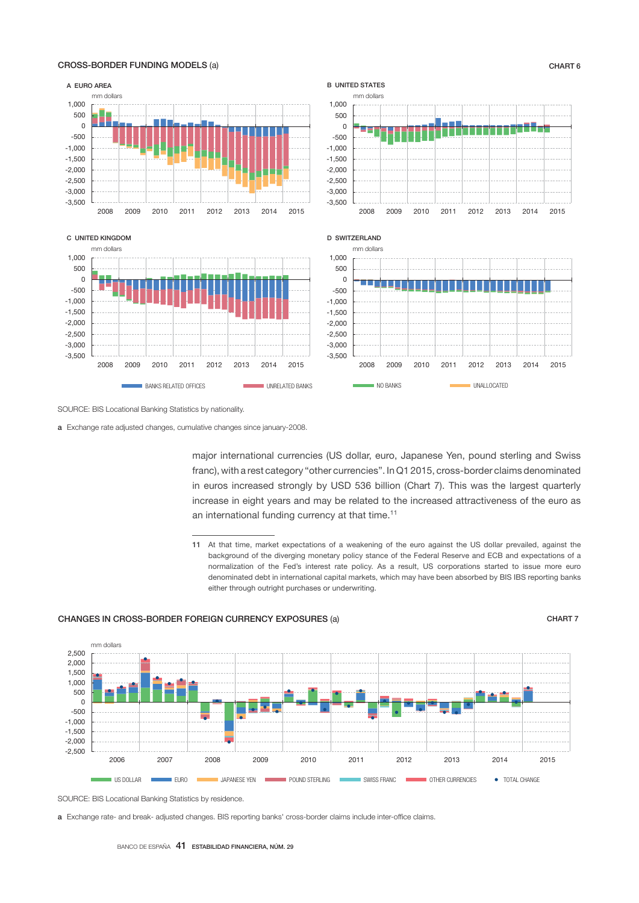CROSS-BORDER FUNDING MODELS (a)

CHART 6

A EURO AREA

B UNITED STATES

C UNITED KINGDOM

D SWITZERLAND

mm dollars

BANKS RELATED OFFICES | UNRELATED BANKS | NO BANKS | UNALLOCATED

SOURCE: BIS Locational Banking Statistics by nationality.

a Exchange rate adjusted changes, cumulative changes since january-2008.

major international currencies (US dollar, euro, Japanese Yen, pound sterling and Swiss franc), with a rest category "other currencies". In Q1 2015, cross-border claims denominated in euros increased strongly by USD 536 billion (Chart 7). This was the largest quarterly increase in eight years and may be related to the increased attractiveness of the euro as an international funding currency at that time.[11]

11 At that time, market expectations of a weakening of the euro against the US dollar prevailed, against the background of the diverging monetary policy stance of the Federal Reserve and ECB and expectations of a normalization of the Fed's interest rate policy. As a result, US corporations started to issue more euro denominated debt in international capital markets, which may have been absorbed by BIS IBS reporting banks either through outright purchases or underwriting.

CHANGES IN CROSS-BORDER FOREIGN CURRENCY EXPOSURES (a)

CHART 7

mm dollars

US DOLLAR | EURO | JAPANESE YEN | POUND STERLING | SWISS FRANC | OTHER CURRENCIES | TOTAL CHANGE

SOURCE: BIS Locational Banking Statistics by residence.

a Exchange rate- and break- adjusted changes. BIS reporting banks' cross-border claims include inter-office claims.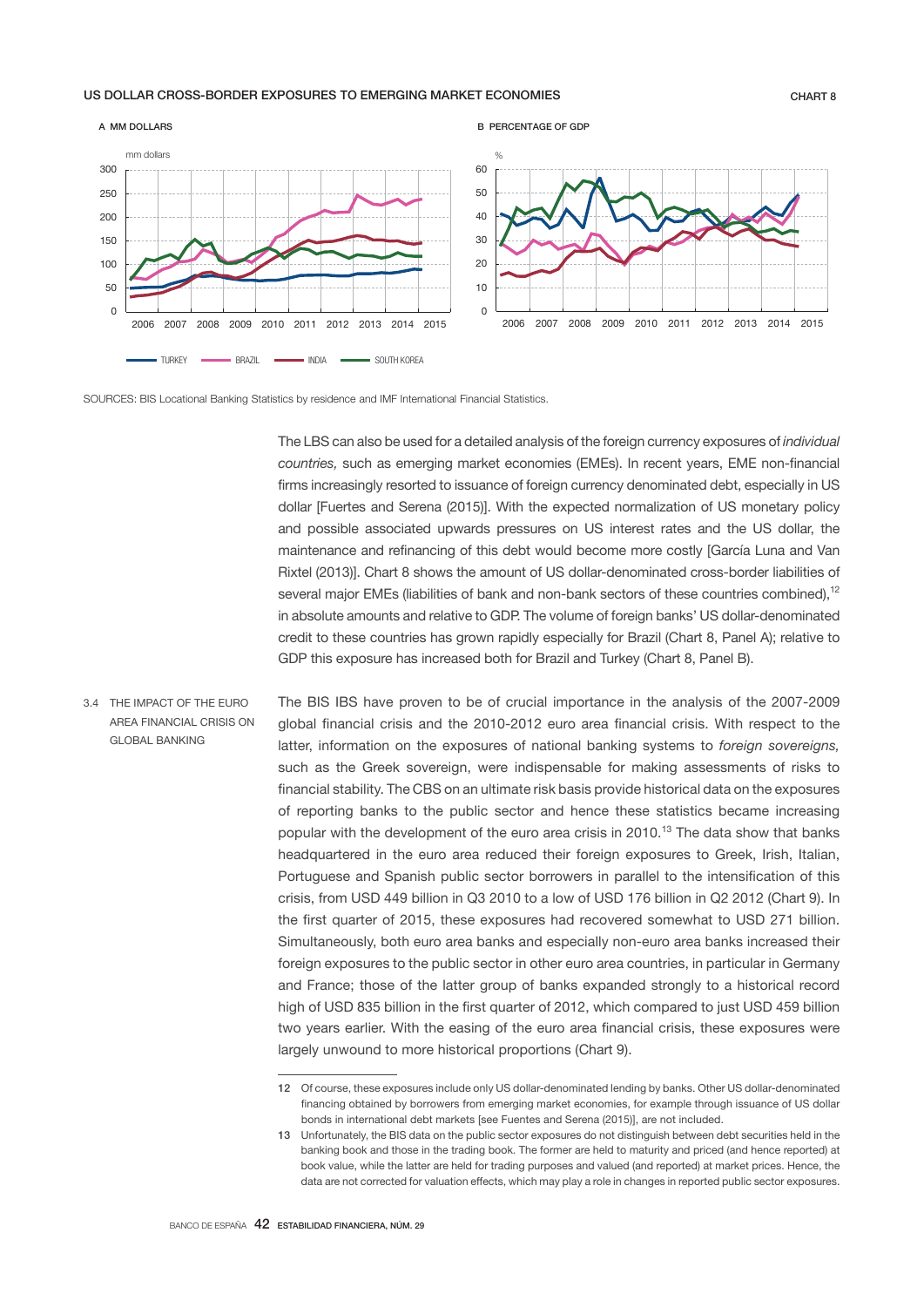US DOLLAR CROSS-BORDER EXPOSURES TO EMERGING MARKET ECONOMIES

CHART 8

A MM DOLLARS

B PERCENTAGE OF GDP

SOURCES: BIS Locational Banking Statistics by residence and IMF International Financial Statistics.

The LBS can also be used for a detailed analysis of the foreign currency exposures of *individual countries,* such as emerging market economies (EMEs). In recent years, EME non-financial firms increasingly resorted to issuance of foreign currency denominated debt, especially in US dollar [Fuertes and Serena (2015)]. With the expected normalization of US monetary policy and possible associated upwards pressures on US interest rates and the US dollar, the maintenance and refinancing of this debt would become more costly [García Luna and Van Rixtel (2013)]. Chart 8 shows the amount of US dollar-denominated cross-border liabilities of several major EMEs (liabilities of bank and non-bank sectors of these countries combined),[12] in absolute amounts and relative to GDP. The volume of foreign banks' US dollar-denominated credit to these countries has grown rapidly especially for Brazil (Chart 8, Panel A); relative to GDP this exposure has increased both for Brazil and Turkey (Chart 8, Panel B).

### 3.4 THE IMPACT OF THE EURO AREA FINANCIAL CRISIS ON GLOBAL BANKING

The BIS IBS have proven to be of crucial importance in the analysis of the 2007-2009 global financial crisis and the 2010-2012 euro area financial crisis. With respect to the latter, information on the exposures of national banking systems to *foreign sovereigns,* such as the Greek sovereign, were indispensable for making assessments of risks to financial stability. The CBS on an ultimate risk basis provide historical data on the exposures of reporting banks to the public sector and hence these statistics became increasing popular with the development of the euro area crisis in 2010.[13] The data show that banks headquartered in the euro area reduced their foreign exposures to Greek, Irish, Italian, Portuguese and Spanish public sector borrowers in parallel to the intensification of this crisis, from USD 449 billion in Q3 2010 to a low of USD 176 billion in Q2 2012 (Chart 9). In the first quarter of 2015, these exposures had recovered somewhat to USD 271 billion. Simultaneously, both euro area banks and especially non-euro area banks increased their foreign exposures to the public sector in other euro area countries, in particular in Germany and France; those of the latter group of banks expanded strongly to a historical record high of USD 835 billion in the first quarter of 2012, which compared to just USD 459 billion two years earlier. With the easing of the euro area financial crisis, these exposures were largely unwound to more historical proportions (Chart 9).

12 Of course, these exposures include only US dollar-denominated lending by banks. Other US dollar-denominated financing obtained by borrowers from emerging market economies, for example through issuance of US dollar bonds in international debt markets [see Fuentes and Serena (2015)], are not included.

13 Unfortunately, the BIS data on the public sector exposures do not distinguish between debt securities held in the banking book and those in the trading book. The former are held to maturity and priced (and hence reported) at book value, while the latter are held for trading purposes and valued (and reported) at market prices. Hence, the data are not corrected for valuation effects, which may play a role in changes in reported public sector exposures.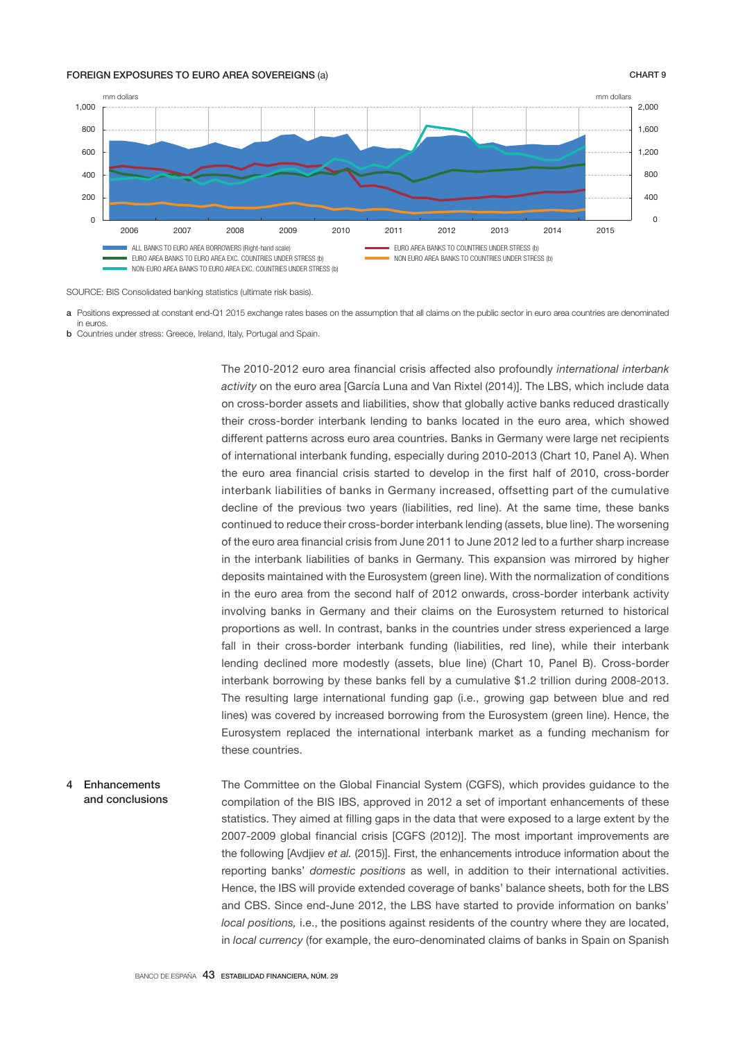**FOREIGN EXPOSURES TO EURO AREA SOVEREIGNS (a)** CHART 9

SOURCE: BIS Consolidated banking statistics (ultimate risk basis).

a Positions expressed at constant end-Q1 2015 exchange rates bases on the assumption that all claims on the public sector in euro area countries are denominated in euros.

b Countries under stress: Greece, Ireland, Italy, Portugal and Spain.

The 2010-2012 euro area financial crisis affected also profoundly *international interbank activity* on the euro area [García Luna and Van Rixtel (2014)]. The LBS, which include data on cross-border assets and liabilities, show that globally active banks reduced drastically their cross-border interbank lending to banks located in the euro area, which showed different patterns across euro area countries. Banks in Germany were large net recipients of international interbank funding, especially during 2010-2013 (Chart 10, Panel A). When the euro area financial crisis started to develop in the first half of 2010, cross-border interbank liabilities of banks in Germany increased, offsetting part of the cumulative decline of the previous two years (liabilities, red line). At the same time, these banks continued to reduce their cross-border interbank lending (assets, blue line). The worsening of the euro area financial crisis from June 2011 to June 2012 led to a further sharp increase in the interbank liabilities of banks in Germany. This expansion was mirrored by higher deposits maintained with the Eurosystem (green line). With the normalization of conditions in the euro area from the second half of 2012 onwards, cross-border interbank activity involving banks in Germany and their claims on the Eurosystem returned to historical proportions as well. In contrast, banks in the countries under stress experienced a large fall in their cross-border interbank funding (liabilities, red line), while their interbank lending declined more modestly (assets, blue line) (Chart 10, Panel B). Cross-border interbank borrowing by these banks fell by a cumulative $1.2 trillion during 2008-2013. The resulting large international funding gap (i.e., growing gap between blue and red lines) was covered by increased borrowing from the Eurosystem (green line). Hence, the Eurosystem replaced the international interbank market as a funding mechanism for these countries.

## 4 Enhancements and conclusions

The Committee on the Global Financial System (CGFS), which provides guidance to the compilation of the BIS IBS, approved in 2012 a set of important enhancements of these statistics. They aimed at filling gaps in the data that were exposed to a large extent by the 2007-2009 global financial crisis [CGFS (2012)]. The most important improvements are the following [Avdjiev *et al.* (2015)]. First, the enhancements introduce information about the reporting banks' *domestic positions* as well, in addition to their international activities. Hence, the IBS will provide extended coverage of banks' balance sheets, both for the LBS and CBS. Since end-June 2012, the LBS have started to provide information on banks' *local positions,* i.e., the positions against residents of the country where they are located, in *local currency* (for example, the euro-denominated claims of banks in Spain on Spanish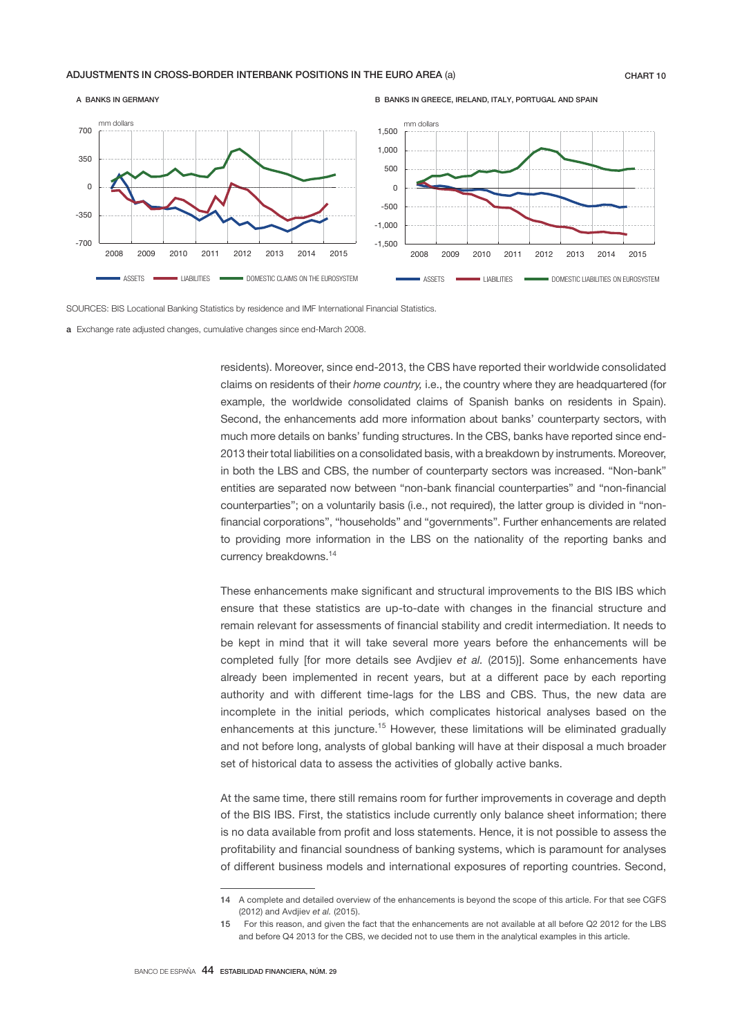ADJUSTMENTS IN CROSS-BORDER INTERBANK POSITIONS IN THE EURO AREA (a)

CHART 10

A BANKS IN GERMANY

B BANKS IN GREECE, IRELAND, ITALY, PORTUGAL AND SPAIN

SOURCES: BIS Locational Banking Statistics by residence and IMF International Financial Statistics.

a Exchange rate adjusted changes, cumulative changes since end-March 2008.

residents). Moreover, since end-2013, the CBS have reported their worldwide consolidated claims on residents of their *home country,* i.e., the country where they are headquartered (for example, the worldwide consolidated claims of Spanish banks on residents in Spain). Second, the enhancements add more information about banks' counterparty sectors, with much more details on banks' funding structures. In the CBS, banks have reported since end-2013 their total liabilities on a consolidated basis, with a breakdown by instruments. Moreover, in both the LBS and CBS, the number of counterparty sectors was increased. "Non-bank" entities are separated now between "non-bank financial counterparties" and "non-financial counterparties"; on a voluntarily basis (i.e., not required), the latter group is divided in "non-financial corporations", "households" and "governments". Further enhancements are related to providing more information in the LBS on the nationality of the reporting banks and currency breakdowns.[14]

These enhancements make significant and structural improvements to the BIS IBS which ensure that these statistics are up-to-date with changes in the financial structure and remain relevant for assessments of financial stability and credit intermediation. It needs to be kept in mind that it will take several more years before the enhancements will be completed fully [for more details see Avdjiev *et al.* (2015)]. Some enhancements have already been implemented in recent years, but at a different pace by each reporting authority and with different time-lags for the LBS and CBS. Thus, the new data are incomplete in the initial periods, which complicates historical analyses based on the enhancements at this juncture.[15] However, these limitations will be eliminated gradually and not before long, analysts of global banking will have at their disposal a much broader set of historical data to assess the activities of globally active banks.

At the same time, there still remains room for further improvements in coverage and depth of the BIS IBS. First, the statistics include currently only balance sheet information; there is no data available from profit and loss statements. Hence, it is not possible to assess the profitability and financial soundness of banking systems, which is paramount for analyses of different business models and international exposures of reporting countries. Second,

14 A complete and detailed overview of the enhancements is beyond the scope of this article. For that see CGFS (2012) and Avdjiev *et al.* (2015).

15 For this reason, and given the fact that the enhancements are not available at all before Q2 2012 for the LBS and before Q4 2013 for the CBS, we decided not to use them in the analytical examples in this article.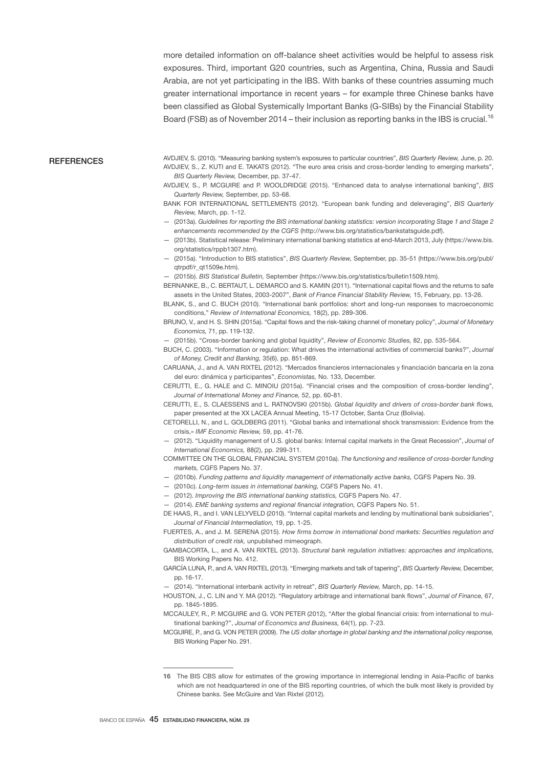more detailed information on off-balance sheet activities would be helpful to assess risk exposures. Third, important G20 countries, such as Argentina, China, Russia and Saudi Arabia, are not yet participating in the IBS. With banks of these countries assuming much greater international importance in recent years – for example three Chinese banks have been classified as Global Systemically Important Banks (G-SIBs) by the Financial Stability Board (FSB) as of November 2014 – their inclusion as reporting banks in the IBS is crucial.[16]

## REFERENCES

AVDJIEV, S. (2010). "Measuring banking system's exposures to particular countries", *BIS Quarterly Review,* June, p. 20.

AVDJIEV, S., Z. KUTI and E. TAKATS (2012). "The euro area crisis and cross-border lending to emerging markets", *BIS Quarterly Review,* December, pp. 37-47.

AVDJIEV, S., P. MCGUIRE and P. WOOLDRIDGE (2015). "Enhanced data to analyse international banking", *BIS Quarterly Review,* September, pp. 53-68.

BANK FOR INTERNATIONAL SETTLEMENTS (2012). "European bank funding and deleveraging", *BIS Quarterly Review,* March, pp. 1-12.

— (2013a). *Guidelines for reporting the BIS international banking statistics: version incorporating Stage 1 and Stage 2 enhancements recommended by the CGFS* (http://www.bis.org/statistics/bankstatsguide.pdf).

— (2013b). Statistical release: Preliminary international banking statistics at end-March 2013, July (https://www.bis.org/statistics/rppb1307.htm).

— (2015a). "Introduction to BIS statistics", *BIS Quarterly Review,* September, pp. 35-51 (https://www.bis.org/publ/qtrpdf/r_qt1509e.htm).

— (2015b). *BIS Statistical Bulletin,* September (https://www.bis.org/statistics/bulletin1509.htm).

BERNANKE, B., C. BERTAUT, L. DEMARCO and S. KAMIN (2011). "International capital flows and the returns to safe assets in the United States, 2003-2007", *Bank of France Financial Stability Review,* 15, February, pp. 13-26.

BLANK, S., and C. BUCH (2010). "International bank portfolios: short and long-run responses to macroeconomic conditions," *Review of International Economics,* 18(2), pp. 289-306.

BRUNO, V., and H. S. SHIN (2015a). "Capital flows and the risk-taking channel of monetary policy", *Journal of Monetary Economics,* 71, pp. 119-132.

— (2015b). "Cross-border banking and global liquidity", *Review of Economic Studies,* 82, pp. 535-564.

BUCH, C. (2003). "Information or regulation: What drives the international activities of commercial banks?", *Journal of Money, Credit and Banking,* 35(6), pp. 851-869.

CARUANA, J., and A. VAN RIXTEL (2012). "Mercados financieros internacionales y financiación bancaria en la zona del euro: dinámica y participantes", *Economistas,* No. 133, December.

CERUTTI, E., G. HALE and C. MINOIU (2015a). "Financial crises and the composition of cross-border lending", *Journal of International Money and Finance,* 52, pp. 60-81.

CERUTTI, E., S. CLAESSENS and L. RATNOVSKI (2015b). *Global liquidity and drivers of cross-border bank flows,* paper presented at the XX LACEA Annual Meeting, 15-17 October, Santa Cruz (Bolivia).

CETORELLI, N., and L. GOLDBERG (2011). "Global banks and international shock transmission: Evidence from the crisis,» *IMF Economic Review,* 59, pp. 41-76.

— (2012). "Liquidity management of U.S. global banks: Internal capital markets in the Great Recession", *Journal of International Economics,* 88(2), pp. 299-311.

COMMITTEE ON THE GLOBAL FINANCIAL SYSTEM (2010a). *The functioning and resilience of cross-border funding markets,* CGFS Papers No. 37.

— (2010b). *Funding patterns and liquidity management of internationally active banks,* CGFS Papers No. 39.

— (2010c). *Long-term issues in international banking,* CGFS Papers No. 41.

— (2012). *Improving the BIS international banking statistics,* CGFS Papers No. 47.

— (2014). *EME banking systems and regional financial integration,* CGFS Papers No. 51.

DE HAAS, R., and I. VAN LELYVELD (2010). "Internal capital markets and lending by multinational bank subsidiaries", *Journal of Financial Intermediation,* 19, pp. 1-25.

FUERTES, A., and J. M. SERENA (2015). *How firms borrow in international bond markets: Securities regulation and distribution of credit risk,* unpublished mimeograph.

GAMBACORTA, L., and A. VAN RIXTEL (2013). *Structural bank regulation initiatives: approaches and implications,* BIS Working Papers No. 412.

GARCÍA LUNA, P., and A. VAN RIXTEL (2013). "Emerging markets and talk of tapering", *BIS Quarterly Review,* December, pp. 16-17.

— (2014). "International interbank activity in retreat", *BIS Quarterly Review,* March, pp. 14-15.

HOUSTON, J., C. LIN and Y. MA (2012). "Regulatory arbitrage and international bank flows", *Journal of Finance,* 67, pp. 1845-1895.

MCCAULEY, R., P. MCGUIRE and G. VON PETER (2012), "After the global financial crisis: from international to multinational banking?", *Journal of Economics and Business,* 64(1), pp. 7-23.

MCGUIRE, P., and G. VON PETER (2009). *The US dollar shortage in global banking and the international policy response,* BIS Working Paper No. 291.

---

[16] The BIS CBS allow for estimates of the growing importance in interregional lending in Asia-Pacific of banks which are not headquartered in one of the BIS reporting countries, of which the bulk most likely is provided by Chinese banks. See McGuire and Van Rixtel (2012).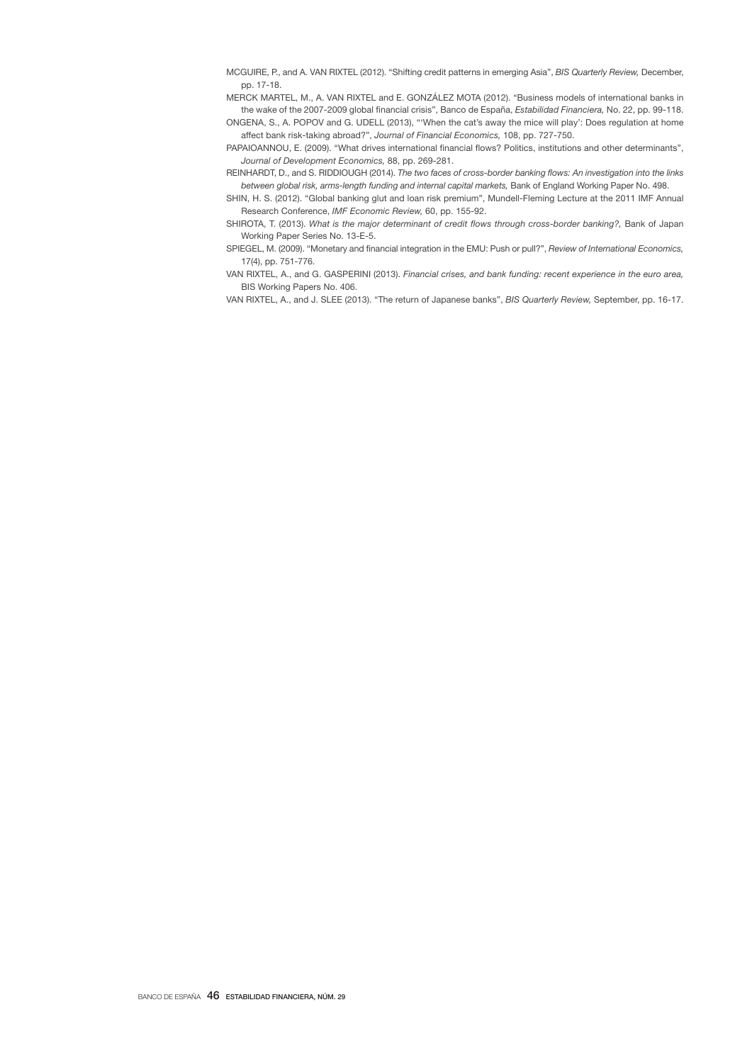MCGUIRE, P., and A. VAN RIXTEL (2012). "Shifting credit patterns in emerging Asia", *BIS Quarterly Review,* December, pp. 17-18.

MERCK MARTEL, M., A. VAN RIXTEL and E. GONZÁLEZ MOTA (2012). "Business models of international banks in the wake of the 2007-2009 global financial crisis", Banco de España, *Estabilidad Financiera,* No. 22, pp. 99-118.

ONGENA, S., A. POPOV and G. UDELL (2013), "'When the cat's away the mice will play': Does regulation at home affect bank risk-taking abroad?", *Journal of Financial Economics,* 108, pp. 727-750.

PAPAIOANNOU, E. (2009). "What drives international financial flows? Politics, institutions and other determinants", *Journal of Development Economics,* 88, pp. 269-281.

REINHARDT, D., and S. RIDDIOUGH (2014). *The two faces of cross-border banking flows: An investigation into the links between global risk, arms-length funding and internal capital markets,* Bank of England Working Paper No. 498.

SHIN, H. S. (2012). "Global banking glut and loan risk premium", Mundell-Fleming Lecture at the 2011 IMF Annual Research Conference, *IMF Economic Review,* 60, pp. 155-92.

SHIROTA, T. (2013). *What is the major determinant of credit flows through cross-border banking?,* Bank of Japan Working Paper Series No. 13-E-5.

SPIEGEL, M. (2009). "Monetary and financial integration in the EMU: Push or pull?", *Review of International Economics,* 17(4), pp. 751-776.

VAN RIXTEL, A., and G. GASPERINI (2013). *Financial crises, and bank funding: recent experience in the euro area,* BIS Working Papers No. 406.

VAN RIXTEL, A., and J. SLEE (2013). "The return of Japanese banks", *BIS Quarterly Review,* September, pp. 16-17.